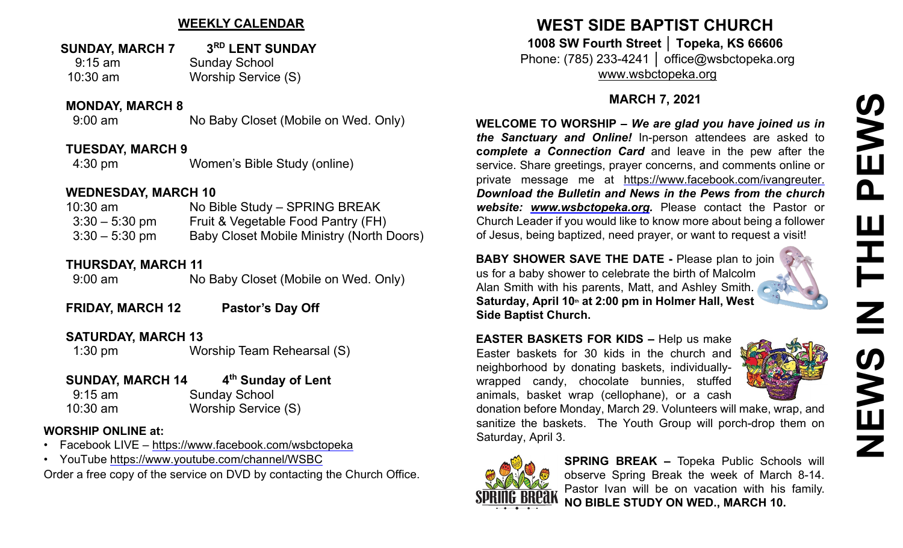## WEEKLY CALENDAR

**SUNDAY, MARCH 7 — 3RD LENT SUNDAY**

| | |
|---|---|
| 9:15 am | Sunday School |
| 10:30 am | Worship Service (S) |

**MONDAY, MARCH 8**

| | |
|---|---|
| 9:00 am | No Baby Closet (Mobile on Wed. Only) |

**TUESDAY, MARCH 9**

| | |
|---|---|
| 4:30 pm | Women's Bible Study (online) |

**WEDNESDAY, MARCH 10**

| | |
|---|---|
| 10:30 am | No Bible Study – SPRING BREAK |
| 3:30 – 5:30 pm | Fruit & Vegetable Food Pantry (FH) |
| 3:30 – 5:30 pm | Baby Closet Mobile Ministry (North Doors) |

**THURSDAY, MARCH 11**

| | |
|---|---|
| 9:00 am | No Baby Closet (Mobile on Wed. Only) |

**FRIDAY, MARCH 12 — Pastor's Day Off**

**SATURDAY, MARCH 13**

| | |
|---|---|
| 1:30 pm | Worship Team Rehearsal (S) |

**SUNDAY, MARCH 14 — 4th Sunday of Lent**

| | |
|---|---|
| 9:15 am | Sunday School |
| 10:30 am | Worship Service (S) |

**WORSHIP ONLINE at:**

- Facebook LIVE – https://www.facebook.com/wsbctopeka
- YouTube https://www.youtube.com/channel/WSBC

Order a free copy of the service on DVD by contacting the Church Office.

# WEST SIDE BAPTIST CHURCH

**1008 SW Fourth Street │ Topeka, KS 66606**

Phone: (785) 233-4241 │ office@wsbctopeka.org

www.wsbctopeka.org

### MARCH 7, 2021

# NEWS IN THE PEWS

**WELCOME TO WORSHIP –** ***We are glad you have joined us in the Sanctuary and Online!*** In-person attendees are asked to ***complete a Connection Card*** and leave in the pew after the service. Share greetings, prayer concerns, and comments online or private message me at https://www.facebook.com/ivangreuter. ***Download the Bulletin and News in the Pews from the church website: www.wsbctopeka.org.*** Please contact the Pastor or Church Leader if you would like to know more about being a follower of Jesus, being baptized, need prayer, or want to request a visit!

**BABY SHOWER SAVE THE DATE -** Please plan to join us for a baby shower to celebrate the birth of Malcolm Alan Smith with his parents, Matt, and Ashley Smith. **Saturday, April 10th at 2:00 pm in Holmer Hall, West Side Baptist Church.**

**EASTER BASKETS FOR KIDS –** Help us make Easter baskets for 30 kids in the church and neighborhood by donating baskets, individually-wrapped candy, chocolate bunnies, stuffed animals, basket wrap (cellophane), or a cash donation before Monday, March 29. Volunteers will make, wrap, and sanitize the baskets. The Youth Group will porch-drop them on Saturday, April 3.

**SPRING BREAK –** Topeka Public Schools will observe Spring Break the week of March 8-14. Pastor Ivan will be on vacation with his family. **NO BIBLE STUDY ON WED., MARCH 10.**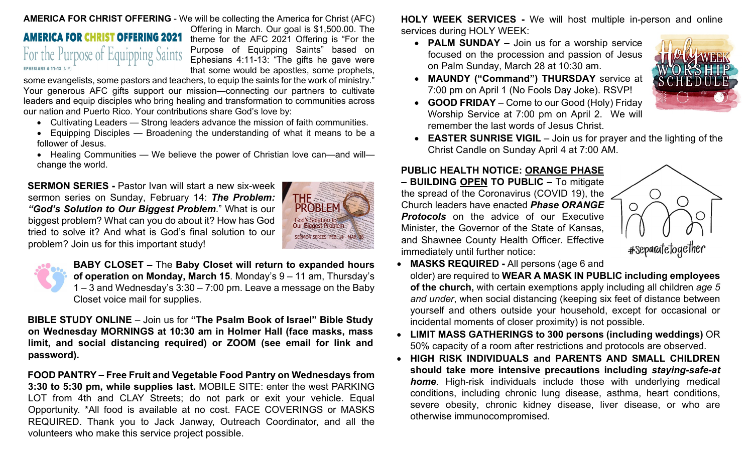**AMERICA FOR CHRIST OFFERING** - We will be collecting the America for Christ (AFC) Offering in March. Our goal is $1,500.00. The theme for the AFC 2021 Offering is "For the Purpose of Equipping Saints" based on Ephesians 4:11-13: "The gifts he gave were that some would be apostles, some prophets, some evangelists, some pastors and teachers, to equip the saints for the work of ministry." Your generous AFC gifts support our mission—connecting our partners to cultivate leaders and equip disciples who bring healing and transformation to communities across our nation and Puerto Rico. Your contributions share God's love by:

- Cultivating Leaders — Strong leaders advance the mission of faith communities.
- Equipping Disciples — Broadening the understanding of what it means to be a follower of Jesus.
- Healing Communities — We believe the power of Christian love can—and will—change the world.

**SERMON SERIES -** Pastor Ivan will start a new six-week sermon series on Sunday, February 14: ***The Problem: "God's Solution to Our Biggest Problem***." What is our biggest problem? What can you do about it? How has God tried to solve it? And what is God's final solution to our problem? Join us for this important study!

**BABY CLOSET – The Baby Closet will return to expanded hours of operation on Monday, March 15**. Monday's 9 – 11 am, Thursday's 1 – 3 and Wednesday's 3:30 – 7:00 pm. Leave a message on the Baby Closet voice mail for supplies.

**BIBLE STUDY ONLINE** – Join us for **"The Psalm Book of Israel" Bible Study on Wednesday MORNINGS at 10:30 am in Holmer Hall (face masks, mass limit, and social distancing required) or ZOOM (see email for link and password).**

**FOOD PANTRY – Free Fruit and Vegetable Food Pantry on Wednesdays from 3:30 to 5:30 pm, while supplies last.** MOBILE SITE: enter the west PARKING LOT from 4th and CLAY Streets; do not park or exit your vehicle. Equal Opportunity. *All food is available at no cost. FACE COVERINGS or MASKS REQUIRED. Thank you to Jack Janway, Outreach Coordinator, and all the volunteers who make this service project possible.

**HOLY WEEK SERVICES -** We will host multiple in-person and online services during HOLY WEEK:

- **PALM SUNDAY –** Join us for a worship service focused on the procession and passion of Jesus on Palm Sunday, March 28 at 10:30 am.
- **MAUNDY ("Command") THURSDAY** service at 7:00 pm on April 1 (No Fools Day Joke). RSVP!
- **GOOD FRIDAY** – Come to our Good (Holy) Friday Worship Service at 7:00 pm on April 2. We will remember the last words of Jesus Christ.
- **EASTER SUNRISE VIGIL** – Join us for prayer and the lighting of the Christ Candle on Sunday April 4 at 7:00 AM.

**PUBLIC HEALTH NOTICE: ORANGE PHASE – BUILDING OPEN TO PUBLIC –** To mitigate the spread of the Coronavirus (COVID 19), the Church leaders have enacted ***Phase ORANGE Protocols*** on the advice of our Executive Minister, the Governor of the State of Kansas, and Shawnee County Health Officer. Effective immediately until further notice:

#separatetogether

- **MASKS REQUIRED -** All persons (age 6 and older) are required to **WEAR A MASK IN PUBLIC including employees of the church,** with certain exemptions apply including all children *age 5 and under*, when social distancing (keeping six feet of distance between yourself and others outside your household, except for occasional or incidental moments of closer proximity) is not possible.
- **LIMIT MASS GATHERINGS to 300 persons (including weddings)** OR 50% capacity of a room after restrictions and protocols are observed.
- **HIGH RISK INDIVIDUALS and PARENTS AND SMALL CHILDREN should take more intensive precautions including *staying-safe-at home***. High-risk individuals include those with underlying medical conditions, including chronic lung disease, asthma, heart conditions, severe obesity, chronic kidney disease, liver disease, or who are otherwise immunocompromised.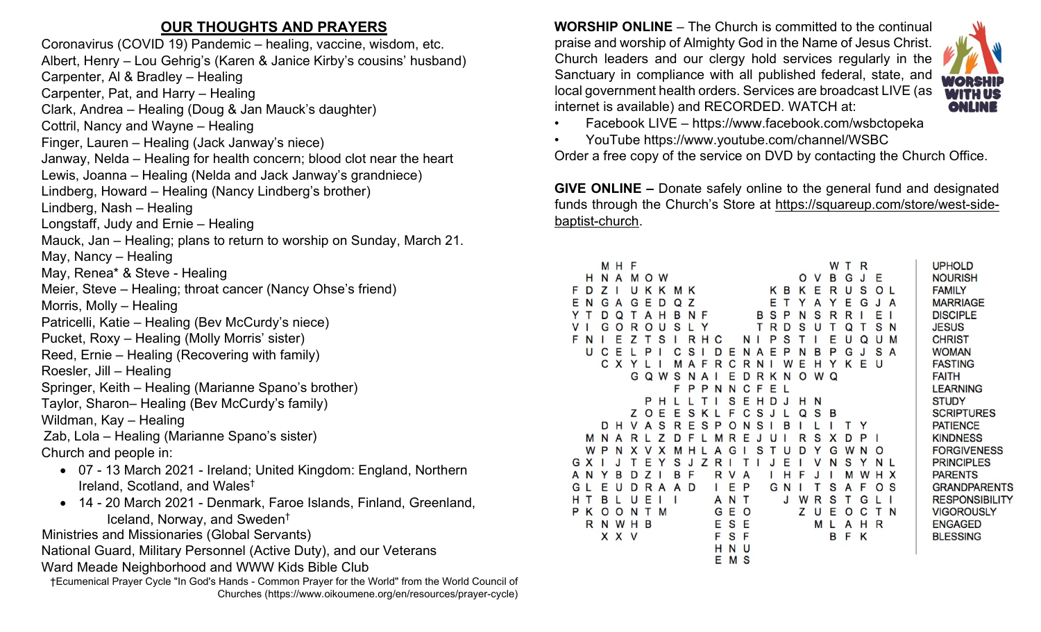## OUR THOUGHTS AND PRAYERS

Coronavirus (COVID 19) Pandemic – healing, vaccine, wisdom, etc.
Albert, Henry – Lou Gehrig's (Karen & Janice Kirby's cousins' husband)
Carpenter, Al & Bradley – Healing
Carpenter, Pat, and Harry – Healing
Clark, Andrea – Healing (Doug & Jan Mauck's daughter)
Cottril, Nancy and Wayne – Healing
Finger, Lauren – Healing (Jack Janway's niece)
Janway, Nelda – Healing for health concern; blood clot near the heart
Lewis, Joanna – Healing (Nelda and Jack Janway's grandniece)
Lindberg, Howard – Healing (Nancy Lindberg's brother)
Lindberg, Nash – Healing
Longstaff, Judy and Ernie – Healing
Mauck, Jan – Healing; plans to return to worship on Sunday, March 21.
May, Nancy – Healing
May, Renea* & Steve - Healing
Meier, Steve – Healing; throat cancer (Nancy Ohse's friend)
Morris, Molly – Healing
Patricelli, Katie – Healing (Bev McCurdy's niece)
Pucket, Roxy – Healing (Molly Morris' sister)
Reed, Ernie – Healing (Recovering with family)
Roesler, Jill – Healing
Springer, Keith – Healing (Marianne Spano's brother)
Taylor, Sharon– Healing (Bev McCurdy's family)
Wildman, Kay – Healing
Zab, Lola – Healing (Marianne Spano's sister)
Church and people in:

- 07 - 13 March 2021 - Ireland; United Kingdom: England, Northern Ireland, Scotland, and Wales†
- 14 - 20 March 2021 - Denmark, Faroe Islands, Finland, Greenland, Iceland, Norway, and Sweden†

Ministries and Missionaries (Global Servants)
National Guard, Military Personnel (Active Duty), and our Veterans
Ward Meade Neighborhood and WWW Kids Bible Club

†Ecumenical Prayer Cycle "In God's Hands - Common Prayer for the World" from the World Council of Churches (https://www.oikoumene.org/en/resources/prayer-cycle)

**WORSHIP ONLINE** – The Church is committed to the continual praise and worship of Almighty God in the Name of Jesus Christ. Church leaders and our clergy hold services regularly in the Sanctuary in compliance with all published federal, state, and local government health orders. Services are broadcast LIVE (as internet is available) and RECORDED. WATCH at:

WORSHIP WITH US ONLINE

- Facebook LIVE – https://www.facebook.com/wsbctopeka
- YouTube https://www.youtube.com/channel/WSBC

Order a free copy of the service on DVD by contacting the Church Office.

**GIVE ONLINE –** Donate safely online to the general fund and designated funds through the Church's Store at https://squareup.com/store/west-side-baptist-church.

```
    M H F                                   W T R
  H N A M O W                         O V B G J E
F D Z I U K K M K               K B K E R U S O L
E N G A G E D Q Z                 E T Y A Y E G J A
Y T D Q T A H B N F             B S P N S R R I E I
V I G O R O U S L Y             T R D S U T Q T S N
F N I E Z T S I R H C       N I P S T I E U Q U M
  U C E L P I C S I D E N A E P N B P G J S A
    C X Y L I M A F R C R N I W E H Y K E U
        G Q W S N A I E D R K N O W Q
              F P P N N C F E L
          P H L L T I S E H D J H N
        Z O E E S K L F C S J L Q S B
    D H V A S R E S P O N S I B I L I T Y
  M N A R L Z D F L M R E J U I R S X D P I
  W P N X V X M H L A G I S T U D Y G W N O
G X I J T E Y S J Z R I T I J E I V N S Y N L
A N Y B D Z I B F   R V A   I H F J I M W H X
G L E U D R A A D   I E P G N I T S A F O S
H T B L U E I I     A N T   J W R S T G L I
P K O O N T M       G E O     Z U E O C T N
  R N W H B         E S E         M L A H R
    X X V           F S F           B F K
                    H N U
                    E M S
```

UPHOLD
NOURISH
FAMILY
MARRIAGE
DISCIPLE
JESUS
CHRIST
WOMAN
FASTING
FAITH
LEARNING
STUDY
SCRIPTURES
PATIENCE
KINDNESS
FORGIVENESS
PRINCIPLES
PARENTS
GRANDPARENTS
RESPONSIBILITY
VIGOROUSLY
ENGAGED
BLESSING